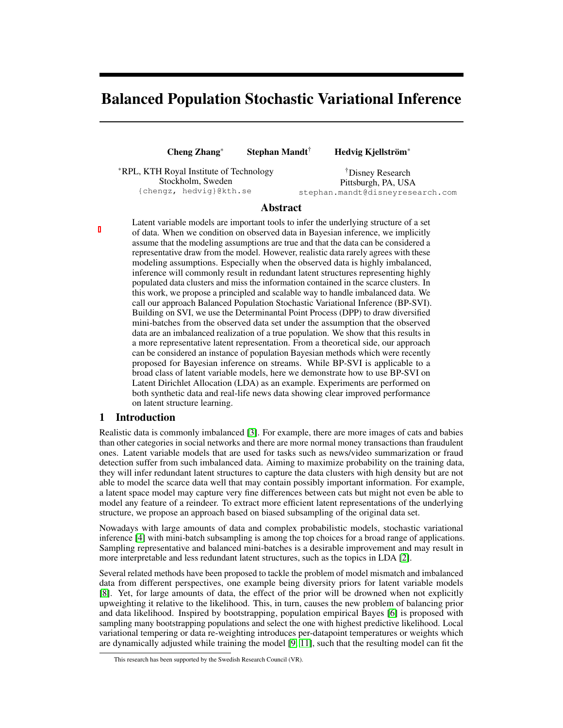# Balanced Population Stochastic Variational Inference

**Cheng Zhang**[*] **Stephan Mandt**[†] **Hedvig Kjellström**[*]

[*]RPL, KTH Royal Institute of Technology
Stockholm, Sweden
{chengz, hedvig}@kth.se

[†]Disney Research
Pittsburgh, PA, USA
stephan.mandt@disneyresearch.com

## Abstract

Latent variable models are important tools to infer the underlying structure of a set of data. When we condition on observed data in Bayesian inference, we implicitly assume that the modeling assumptions are true and that the data can be considered a representative draw from the model. However, realistic data rarely agrees with these modeling assumptions. Especially when the observed data is highly imbalanced, inference will commonly result in redundant latent structures representing highly populated data clusters and miss the information contained in the scarce clusters. In this work, we propose a principled and scalable way to handle imbalanced data. We call our approach Balanced Population Stochastic Variational Inference (BP-SVI). Building on SVI, we use the Determinantal Point Process (DPP) to draw diversified mini-batches from the observed data set under the assumption that the observed data are an imbalanced realization of a true population. We show that this results in a more representative latent representation. From a theoretical side, our approach can be considered an instance of population Bayesian methods which were recently proposed for Bayesian inference on streams. While BP-SVI is applicable to a broad class of latent variable models, here we demonstrate how to use BP-SVI on Latent Dirichlet Allocation (LDA) as an example. Experiments are performed on both synthetic data and real-life news data showing clear improved performance on latent structure learning.

## 1 Introduction

Realistic data is commonly imbalanced [3]. For example, there are more images of cats and babies than other categories in social networks and there are more normal money transactions than fraudulent ones. Latent variable models that are used for tasks such as news/video summarization or fraud detection suffer from such imbalanced data. Aiming to maximize probability on the training data, they will infer redundant latent structures to capture the data clusters with high density but are not able to model the scarce data well that may contain possibly important information. For example, a latent space model may capture very fine differences between cats but might not even be able to model any feature of a reindeer. To extract more efficient latent representations of the underlying structure, we propose an approach based on biased subsampling of the original data set.

Nowadays with large amounts of data and complex probabilistic models, stochastic variational inference [4] with mini-batch subsampling is among the top choices for a broad range of applications. Sampling representative and balanced mini-batches is a desirable improvement and may result in more interpretable and less redundant latent structures, such as the topics in LDA [2].

Several related methods have been proposed to tackle the problem of model mismatch and imbalanced data from different perspectives, one example being diversity priors for latent variable models [8]. Yet, for large amounts of data, the effect of the prior will be drowned when not explicitly upweighting it relative to the likelihood. This, in turn, causes the new problem of balancing prior and data likelihood. Inspired by bootstrapping, population empirical Bayes [6] is proposed with sampling many bootstrapping populations and select the one with highest predictive likelihood. Local variational tempering or data re-weighting introduces per-datapoint temperatures or weights which are dynamically adjusted while training the model [9, 11], such that the resulting model can fit the

This research has been supported by the Swedish Research Council (VR).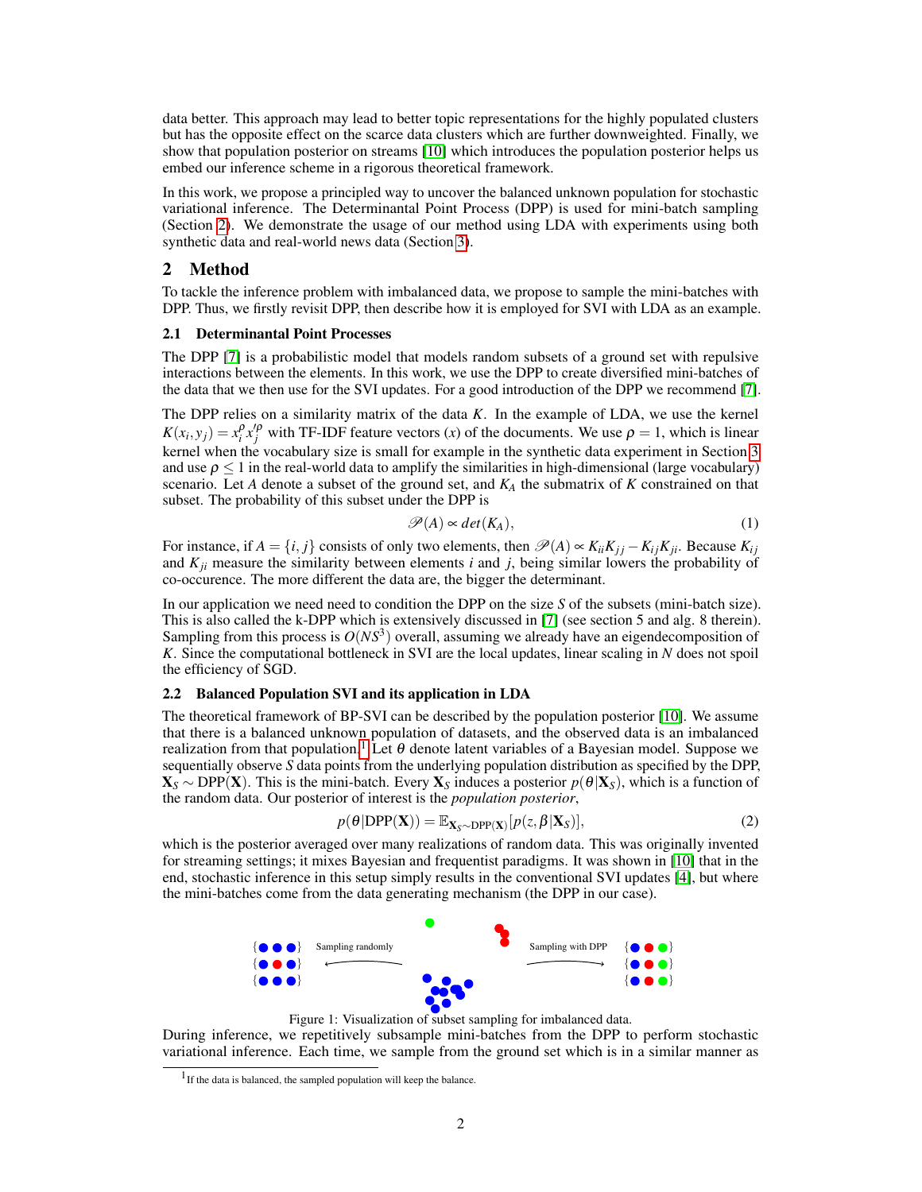data better. This approach may lead to better topic representations for the highly populated clusters but has the opposite effect on the scarce data clusters which are further downweighted. Finally, we show that population posterior on streams [10] which introduces the population posterior helps us embed our inference scheme in a rigorous theoretical framework.

In this work, we propose a principled way to uncover the balanced unknown population for stochastic variational inference. The Determinantal Point Process (DPP) is used for mini-batch sampling (Section 2). We demonstrate the usage of our method using LDA with experiments using both synthetic data and real-world news data (Section 3).

## 2 Method

To tackle the inference problem with imbalanced data, we propose to sample the mini-batches with DPP. Thus, we firstly revisit DPP, then describe how it is employed for SVI with LDA as an example.

### 2.1 Determinantal Point Processes

The DPP [7] is a probabilistic model that models random subsets of a ground set with repulsive interactions between the elements. In this work, we use the DPP to create diversified mini-batches of the data that we then use for the SVI updates. For a good introduction of the DPP we recommend [7].

The DPP relies on a similarity matrix of the data $K$. In the example of LDA, we use the kernel $K(x_i, y_j) = x_i^{\rho} x_j'^{\rho}$ with TF-IDF feature vectors ($x$) of the documents. We use $\rho = 1$, which is linear kernel when the vocabulary size is small for example in the synthetic data experiment in Section 3 and use $\rho \leq 1$ in the real-world data to amplify the similarities in high-dimensional (large vocabulary) scenario. Let $A$ denote a subset of the ground set, and $K_A$ the submatrix of $K$ constrained on that subset. The probability of this subset under the DPP is

$$\mathscr{P}(A) \propto det(K_A), \tag{1}$$

For instance, if $A = \{i, j\}$ consists of only two elements, then $\mathscr{P}(A) \propto K_{ii}K_{jj} - K_{ij}K_{ji}$. Because $K_{ij}$ and $K_{ji}$ measure the similarity between elements $i$ and $j$, being similar lowers the probability of co-occurence. The more different the data are, the bigger the determinant.

In our application we need need to condition the DPP on the size $S$ of the subsets (mini-batch size). This is also called the k-DPP which is extensively discussed in [7] (see section 5 and alg. 8 therein). Sampling from this process is $O(NS^3)$ overall, assuming we already have an eigendecomposition of $K$. Since the computational bottleneck in SVI are the local updates, linear scaling in $N$ does not spoil the efficiency of SGD.

### 2.2 Balanced Population SVI and its application in LDA

The theoretical framework of BP-SVI can be described by the population posterior [10]. We assume that there is a balanced unknown population of datasets, and the observed data is an imbalanced realization from that population.[1] Let $\theta$ denote latent variables of a Bayesian model. Suppose we sequentially observe $S$ data points from the underlying population distribution as specified by the DPP, $\mathbf{X}_S \sim \text{DPP}(\mathbf{X})$. This is the mini-batch. Every $\mathbf{X}_S$ induces a posterior $p(\theta|\mathbf{X}_S)$, which is a function of the random data. Our posterior of interest is the *population posterior*,

$$p(\theta|\text{DPP}(\mathbf{X})) = \mathbb{E}_{\mathbf{X}_S \sim \text{DPP}(\mathbf{X})}[p(z, \beta|\mathbf{X}_S)], \tag{2}$$

which is the posterior averaged over many realizations of random data. This was originally invented for streaming settings; it mixes Bayesian and frequentist paradigms. It was shown in [10] that in the end, stochastic inference in this setup simply results in the conventional SVI updates [4], but where the mini-batches come from the data generating mechanism (the DPP in our case).

Figure 1: Visualization of subset sampling for imbalanced data.

During inference, we repetitively subsample mini-batches from the DPP to perform stochastic variational inference. Each time, we sample from the ground set which is in a similar manner as

[1] If the data is balanced, the sampled population will keep the balance.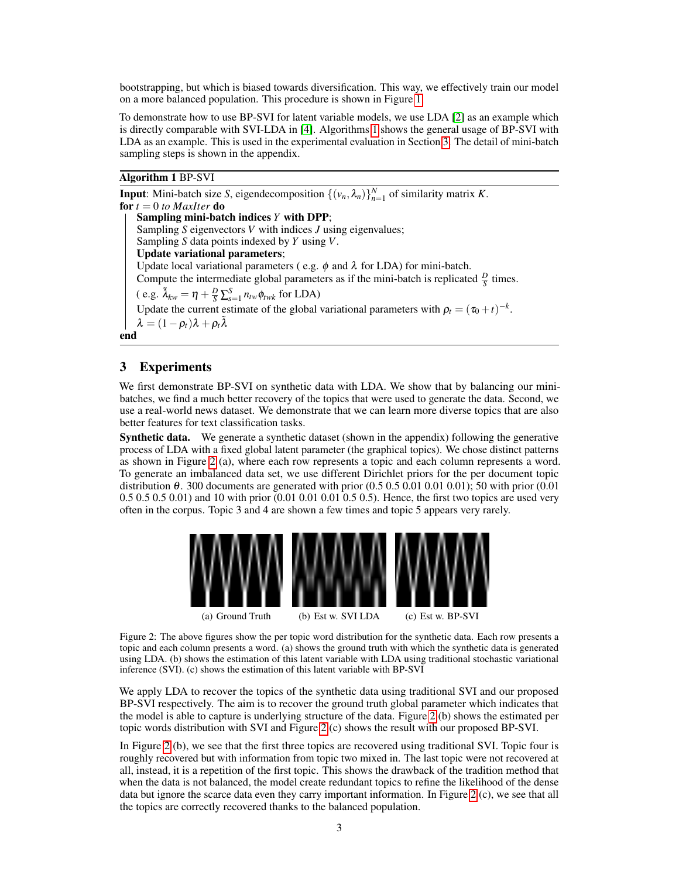bootstrapping, but which is biased towards diversification. This way, we effectively train our model on a more balanced population. This procedure is shown in Figure 1.

To demonstrate how to use BP-SVI for latent variable models, we use LDA [2] as an example which is directly comparable with SVI-LDA in [4]. Algorithms 1 shows the general usage of BP-SVI with LDA as an example. This is used in the experimental evaluation in Section 3. The detail of mini-batch sampling steps is shown in the appendix.

**Algorithm 1** BP-SVI

**Input**: Mini-batch size $S$, eigendecomposition $\{(v_n, \lambda_n)\}_{n=1}^{N}$ of similarity matrix $K$.
**for** $t = 0$ *to MaxIter* **do**
  **Sampling mini-batch indices $Y$ with DPP**;
  Sampling $S$ eigenvectors $V$ with indices $J$ using eigenvalues;
  Sampling $S$ data points indexed by $Y$ using $V$.
  **Update variational parameters**;
  Update local variational parameters ( e.g. $\phi$ and $\lambda$ for LDA) for mini-batch.
  Compute the intermediate global parameters as if the mini-batch is replicated $\frac{D}{S}$ times.
  ( e.g. $\tilde{\lambda}_{kw} = \eta + \frac{D}{S}\sum_{s=1}^{S} n_{tw}\phi_{twk}$ for LDA)
  Update the current estimate of the global variational parameters with $\rho_t = (\tau_0 + t)^{-k}$.
  $\lambda = (1 - \rho_t)\lambda + \rho_t\tilde{\lambda}$
**end**

## 3 Experiments

We first demonstrate BP-SVI on synthetic data with LDA. We show that by balancing our mini-batches, we find a much better recovery of the topics that were used to generate the data. Second, we use a real-world news dataset. We demonstrate that we can learn more diverse topics that are also better features for text classification tasks.

**Synthetic data.** We generate a synthetic dataset (shown in the appendix) following the generative process of LDA with a fixed global latent parameter (the graphical topics). We chose distinct patterns as shown in Figure 2 (a), where each row represents a topic and each column represents a word. To generate an imbalanced data set, we use different Dirichlet priors for the per document topic distribution $\theta$. 300 documents are generated with prior (0.5 0.5 0.01 0.01 0.01); 50 with prior (0.01 0.5 0.5 0.5 0.01) and 10 with prior (0.01 0.01 0.01 0.5 0.5). Hence, the first two topics are used very often in the corpus. Topic 3 and 4 are shown a few times and topic 5 appears very rarely.

(a) Ground Truth (b) Est w. SVI LDA (c) Est w. BP-SVI

Figure 2: The above figures show the per topic word distribution for the synthetic data. Each row presents a topic and each column presents a word. (a) shows the ground truth with which the synthetic data is generated using LDA. (b) shows the estimation of this latent variable with LDA using traditional stochastic variational inference (SVI). (c) shows the estimation of this latent variable with BP-SVI

We apply LDA to recover the topics of the synthetic data using traditional SVI and our proposed BP-SVI respectively. The aim is to recover the ground truth global parameter which indicates that the model is able to capture is underlying structure of the data. Figure 2 (b) shows the estimated per topic words distribution with SVI and Figure 2 (c) shows the result with our proposed BP-SVI.

In Figure 2 (b), we see that the first three topics are recovered using traditional SVI. Topic four is roughly recovered but with information from topic two mixed in. The last topic were not recovered at all, instead, it is a repetition of the first topic. This shows the drawback of the tradition method that when the data is not balanced, the model create redundant topics to refine the likelihood of the dense data but ignore the scarce data even they carry important information. In Figure 2 (c), we see that all the topics are correctly recovered thanks to the balanced population.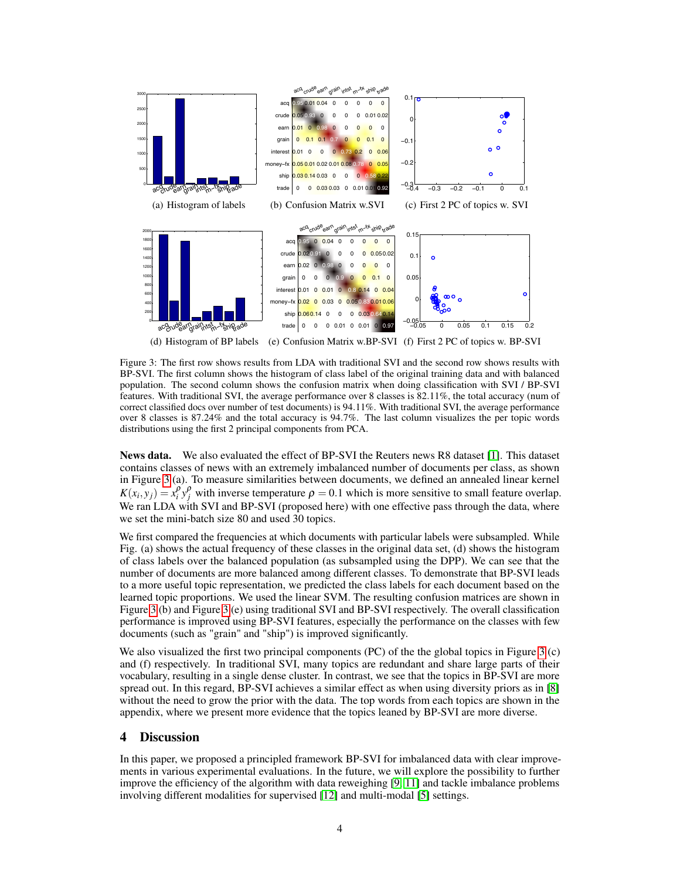(a) Histogram of labels (b) Confusion Matrix w.SVI (c) First 2 PC of topics w. SVI

(d) Histogram of BP labels (e) Confusion Matrix w.BP-SVI (f) First 2 PC of topics w. BP-SVI

Figure 3: The first row shows results from LDA with traditional SVI and the second row shows results with BP-SVI. The first column shows the histogram of class label of the original training data and with balanced population. The second column shows the confusion matrix when doing classification with SVI / BP-SVI features. With traditional SVI, the average performance over 8 classes is 82.11%, the total accuracy (num of correct classified docs over number of test documents) is 94.11%. With traditional SVI, the average performance over 8 classes is 87.24% and the total accuracy is 94.7%. The last column visualizes the per topic words distributions using the first 2 principal components from PCA.

**News data.** We also evaluated the effect of BP-SVI the Reuters news R8 dataset [1]. This dataset contains classes of news with an extremely imbalanced number of documents per class, as shown in Figure 3 (a). To measure similarities between documents, we defined an annealed linear kernel $K(x_i, y_j) = x_i^\rho y_j^\rho$ with inverse temperature $\rho = 0.1$ which is more sensitive to small feature overlap. We ran LDA with SVI and BP-SVI (proposed here) with one effective pass through the data, where we set the mini-batch size 80 and used 30 topics.

We first compared the frequencies at which documents with particular labels were subsampled. While Fig. (a) shows the actual frequency of these classes in the original data set, (d) shows the histogram of class labels over the balanced population (as subsampled using the DPP). We can see that the number of documents are more balanced among different classes. To demonstrate that BP-SVI leads to a more useful topic representation, we predicted the class labels for each document based on the learned topic proportions. We used the linear SVM. The resulting confusion matrices are shown in Figure 3 (b) and Figure 3 (e) using traditional SVI and BP-SVI respectively. The overall classification performance is improved using BP-SVI features, especially the performance on the classes with few documents (such as "grain" and "ship") is improved significantly.

We also visualized the first two principal components (PC) of the the global topics in Figure 3 (c) and (f) respectively. In traditional SVI, many topics are redundant and share large parts of their vocabulary, resulting in a single dense cluster. In contrast, we see that the topics in BP-SVI are more spread out. In this regard, BP-SVI achieves a similar effect as when using diversity priors as in [8] without the need to grow the prior with the data. The top words from each topics are shown in the appendix, where we present more evidence that the topics leaned by BP-SVI are more diverse.

## 4 Discussion

In this paper, we proposed a principled framework BP-SVI for imbalanced data with clear improvements in various experimental evaluations. In the future, we will explore the possibility to further improve the efficiency of the algorithm with data reweighting [9, 11] and tackle imbalance problems involving different modalities for supervised [12] and multi-modal [5] settings.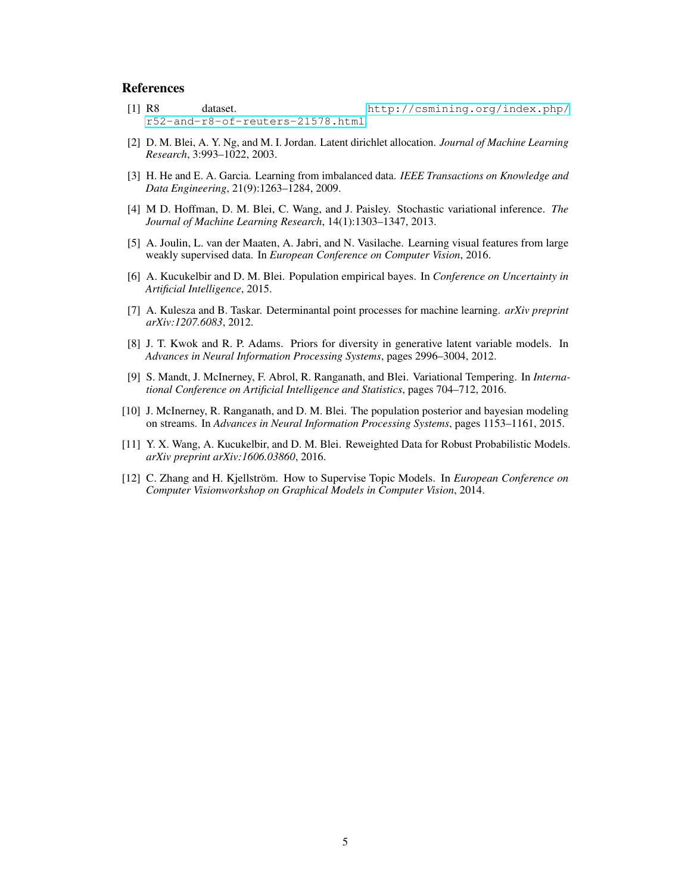## References

[1] R8 dataset. http://csmining.org/index.php/r52-and-r8-of-reuters-21578.html

[2] D. M. Blei, A. Y. Ng, and M. I. Jordan. Latent dirichlet allocation. *Journal of Machine Learning Research*, 3:993–1022, 2003.

[3] H. He and E. A. Garcia. Learning from imbalanced data. *IEEE Transactions on Knowledge and Data Engineering*, 21(9):1263–1284, 2009.

[4] M D. Hoffman, D. M. Blei, C. Wang, and J. Paisley. Stochastic variational inference. *The Journal of Machine Learning Research*, 14(1):1303–1347, 2013.

[5] A. Joulin, L. van der Maaten, A. Jabri, and N. Vasilache. Learning visual features from large weakly supervised data. In *European Conference on Computer Vision*, 2016.

[6] A. Kucukelbir and D. M. Blei. Population empirical bayes. In *Conference on Uncertainty in Artificial Intelligence*, 2015.

[7] A. Kulesza and B. Taskar. Determinantal point processes for machine learning. *arXiv preprint arXiv:1207.6083*, 2012.

[8] J. T. Kwok and R. P. Adams. Priors for diversity in generative latent variable models. In *Advances in Neural Information Processing Systems*, pages 2996–3004, 2012.

[9] S. Mandt, J. McInerney, F. Abrol, R. Ranganath, and Blei. Variational Tempering. In *International Conference on Artificial Intelligence and Statistics*, pages 704–712, 2016.

[10] J. McInerney, R. Ranganath, and D. M. Blei. The population posterior and bayesian modeling on streams. In *Advances in Neural Information Processing Systems*, pages 1153–1161, 2015.

[11] Y. X. Wang, A. Kucukelbir, and D. M. Blei. Reweighted Data for Robust Probabilistic Models. *arXiv preprint arXiv:1606.03860*, 2016.

[12] C. Zhang and H. Kjellström. How to Supervise Topic Models. In *European Conference on Computer Visionworkshop on Graphical Models in Computer Vision*, 2014.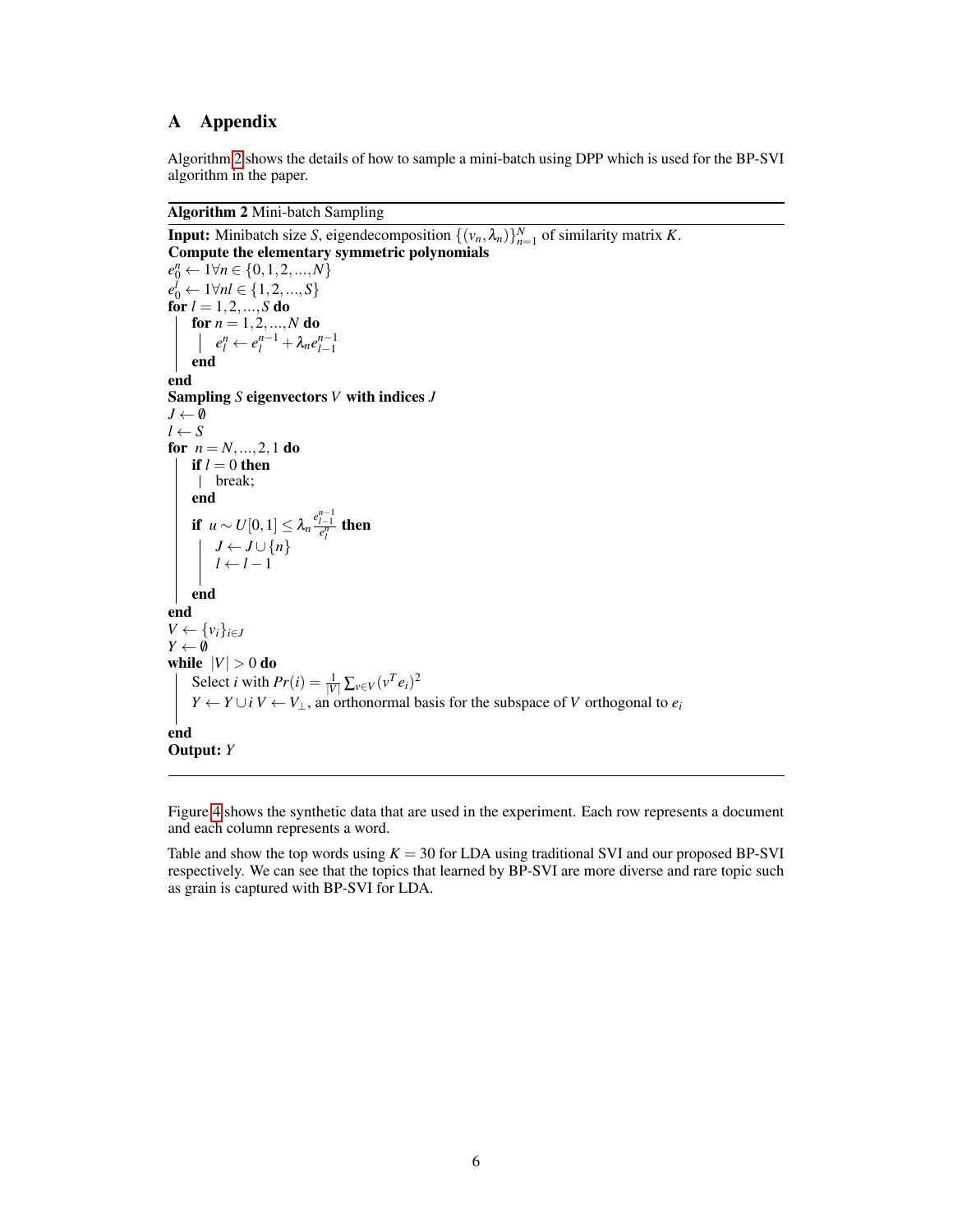# A Appendix

Algorithm 2 shows the details of how to sample a mini-batch using DPP which is used for the BP-SVI algorithm in the paper.

**Algorithm 2** Mini-batch Sampling

**Input:** Minibatch size $S$, eigendecomposition $\{(v_n, \lambda_n)\}_{n=1}^{N}$ of similarity matrix $K$.

**Compute the elementary symmetric polynomials**

$e_0^n \leftarrow 1 \forall n \in \{0, 1, 2, ..., N\}$

$e_0^l \leftarrow 1 \forall nl \in \{1, 2, ..., S\}$

**for** $l = 1, 2, ..., S$ **do**

  **for** $n = 1, 2, ..., N$ **do**

    $e_l^n \leftarrow e_l^{n-1} + \lambda_n e_{l-1}^{n-1}$

  **end**

**end**

**Sampling** $S$ **eigenvectors** $V$ **with indices** $J$

$J \leftarrow \emptyset$

$l \leftarrow S$

**for** $n = N, ..., 2, 1$ **do**

  **if** $l = 0$ **then**

    break;

  **end**

  **if** $u \sim U[0,1] \leq \lambda_n \frac{e_{l-1}^{n-1}}{e_l^n}$ **then**

    $J \leftarrow J \cup \{n\}$

    $l \leftarrow l - 1$

  **end**

**end**

$V \leftarrow \{v_i\}_{i \in J}$

$Y \leftarrow \emptyset$

**while** $|V| > 0$ **do**

  Select $i$ with $Pr(i) = \frac{1}{|V|} \sum_{v \in V} (v^T e_i)^2$

  $Y \leftarrow Y \cup i$ $V \leftarrow V_{\perp}$, an orthonormal basis for the subspace of $V$ orthogonal to $e_i$

**end**

**Output:** $Y$

Figure 4 shows the synthetic data that are used in the experiment. Each row represents a document and each column represents a word.

Table and show the top words using $K = 30$ for LDA using traditional SVI and our proposed BP-SVI respectively. We can see that the topics that learned by BP-SVI are more diverse and rare topic such as grain is captured with BP-SVI for LDA.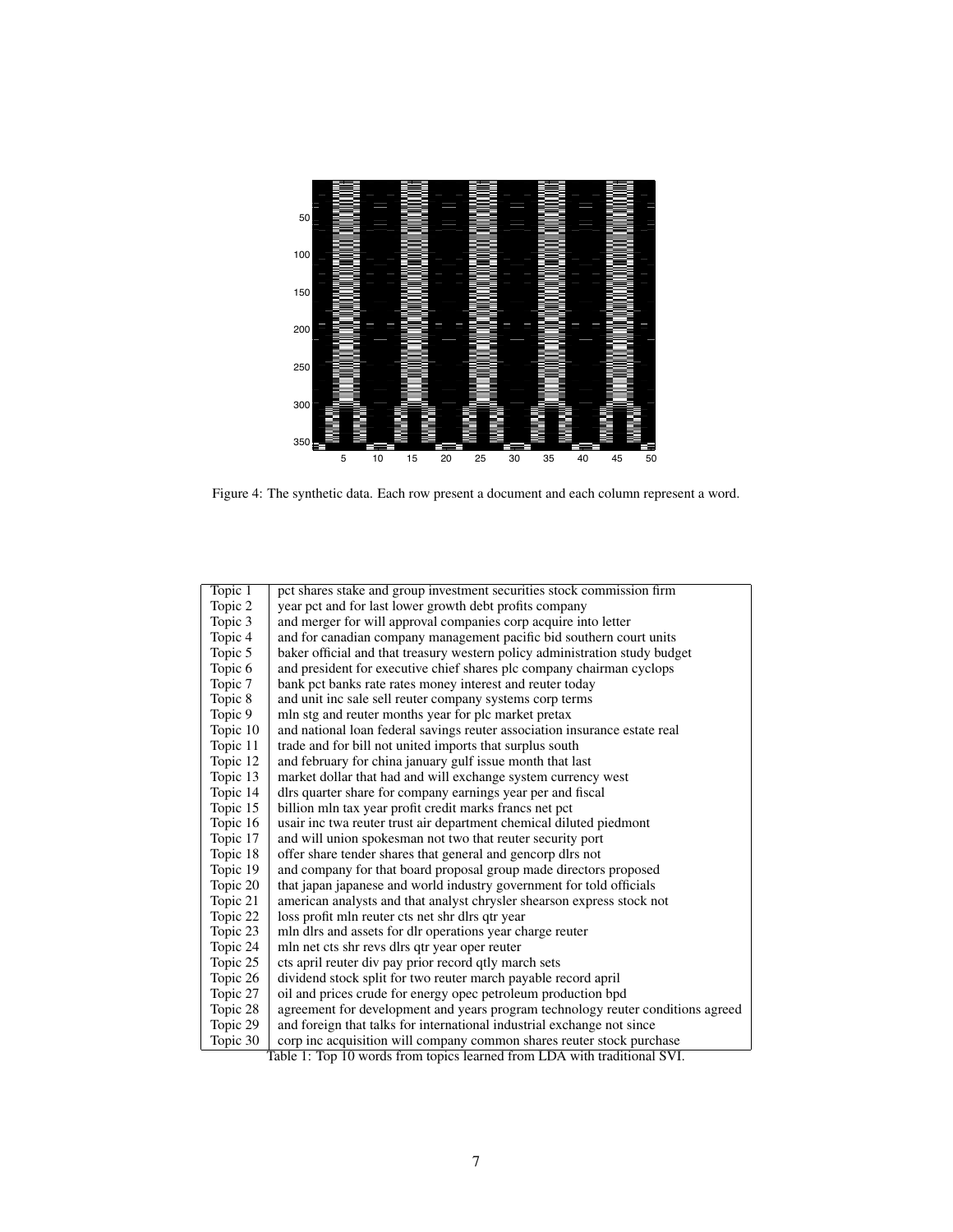Figure 4: The synthetic data. Each row present a document and each column represent a word.

| Topic | Top 10 words |
|---|---|
| Topic 1 | pct shares stake and group investment securities stock commission firm |
| Topic 2 | year pct and for last lower growth debt profits company |
| Topic 3 | and merger for will approval companies corp acquire into letter |
| Topic 4 | and for canadian company management pacific bid southern court units |
| Topic 5 | baker official and that treasury western policy administration study budget |
| Topic 6 | and president for executive chief shares plc company chairman cyclops |
| Topic 7 | bank pct banks rate rates money interest and reuter today |
| Topic 8 | and unit inc sale sell reuter company systems corp terms |
| Topic 9 | mln stg and reuter months year for plc market pretax |
| Topic 10 | and national loan federal savings reuter association insurance estate real |
| Topic 11 | trade and for bill not united imports that surplus south |
| Topic 12 | and february for china january gulf issue month that last |
| Topic 13 | market dollar that had and will exchange system currency west |
| Topic 14 | dlrs quarter share for company earnings year per and fiscal |
| Topic 15 | billion mln tax year profit credit marks francs net pct |
| Topic 16 | usair inc twa reuter trust air department chemical diluted piedmont |
| Topic 17 | and will union spokesman not two that reuter security port |
| Topic 18 | offer share tender shares that general and gencorp dlrs not |
| Topic 19 | and company for that board proposal group made directors proposed |
| Topic 20 | that japan japanese and world industry government for told officials |
| Topic 21 | american analysts and that analyst chrysler shearson express stock not |
| Topic 22 | loss profit mln reuter cts net shr dlrs qtr year |
| Topic 23 | mln dlrs and assets for dlr operations year charge reuter |
| Topic 24 | mln net cts shr revs dlrs qtr year oper reuter |
| Topic 25 | cts april reuter div pay prior record qtly march sets |
| Topic 26 | dividend stock split for two reuter march payable record april |
| Topic 27 | oil and prices crude for energy opec petroleum production bpd |
| Topic 28 | agreement for development and years program technology reuter conditions agreed |
| Topic 29 | and foreign that talks for international industrial exchange not since |
| Topic 30 | corp inc acquisition will company common shares reuter stock purchase |

Table 1: Top 10 words from topics learned from LDA with traditional SVI.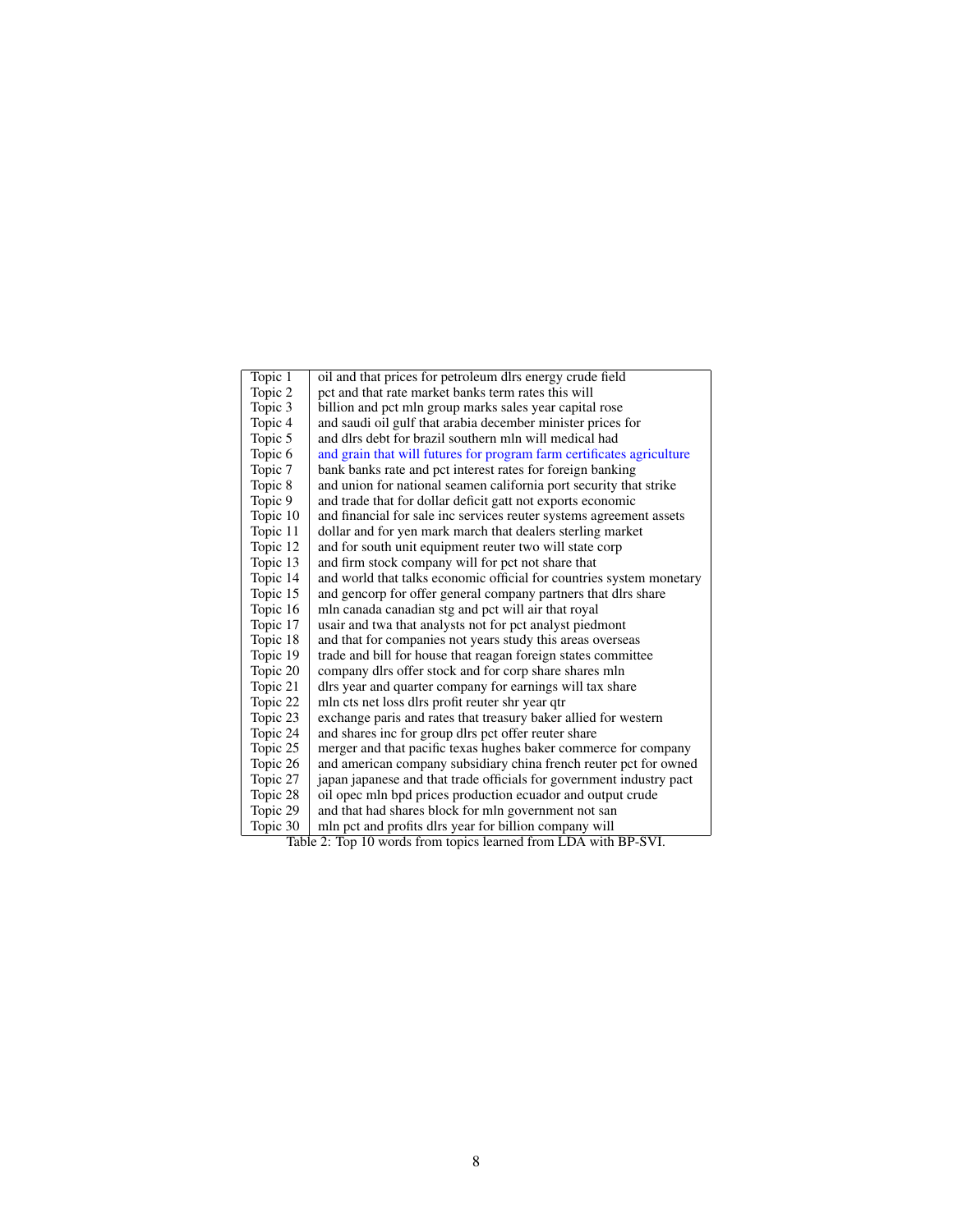| | |
|---|---|
| Topic 1 | oil and that prices for petroleum dlrs energy crude field |
| Topic 2 | pct and that rate market banks term rates this will |
| Topic 3 | billion and pct mln group marks sales year capital rose |
| Topic 4 | and saudi oil gulf that arabia december minister prices for |
| Topic 5 | and dlrs debt for brazil southern mln will medical had |
| Topic 6 | and grain that will futures for program farm certificates agriculture |
| Topic 7 | bank banks rate and pct interest rates for foreign banking |
| Topic 8 | and union for national seamen california port security that strike |
| Topic 9 | and trade that for dollar deficit gatt not exports economic |
| Topic 10 | and financial for sale inc services reuter systems agreement assets |
| Topic 11 | dollar and for yen mark march that dealers sterling market |
| Topic 12 | and for south unit equipment reuter two will state corp |
| Topic 13 | and firm stock company will for pct not share that |
| Topic 14 | and world that talks economic official for countries system monetary |
| Topic 15 | and gencorp for offer general company partners that dlrs share |
| Topic 16 | mln canada canadian stg and pct will air that royal |
| Topic 17 | usair and twa that analysts not for pct analyst piedmont |
| Topic 18 | and that for companies not years study this areas overseas |
| Topic 19 | trade and bill for house that reagan foreign states committee |
| Topic 20 | company dlrs offer stock and for corp share shares mln |
| Topic 21 | dlrs year and quarter company for earnings will tax share |
| Topic 22 | mln cts net loss dlrs profit reuter shr year qtr |
| Topic 23 | exchange paris and rates that treasury baker allied for western |
| Topic 24 | and shares inc for group dlrs pct offer reuter share |
| Topic 25 | merger and that pacific texas hughes baker commerce for company |
| Topic 26 | and american company subsidiary china french reuter pct for owned |
| Topic 27 | japan japanese and that trade officials for government industry pact |
| Topic 28 | oil opec mln bpd prices production ecuador and output crude |
| Topic 29 | and that had shares block for mln government not san |
| Topic 30 | mln pct and profits dlrs year for billion company will |

Table 2: Top 10 words from topics learned from LDA with BP-SVI.